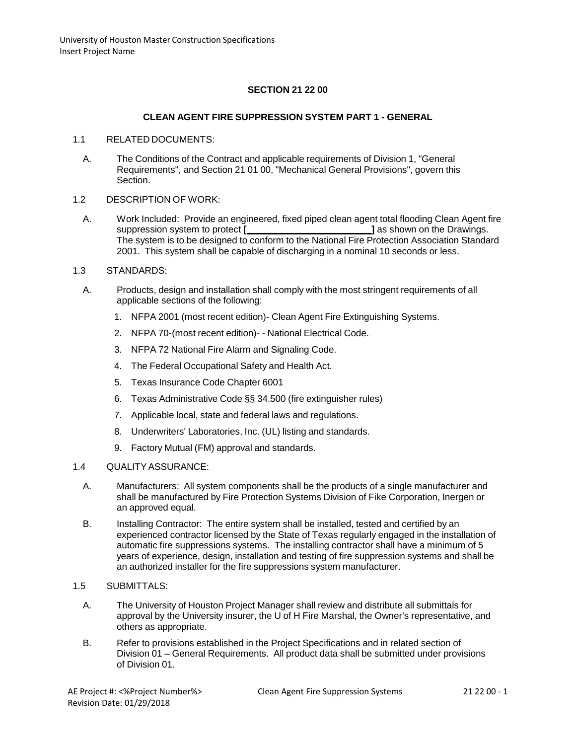## SECTION 21 22 00

## CLEAN AGENT FIRE SUPPRESSION SYSTEM PART 1 - GENERAL

1.1 RELATED DOCUMENTS:

A. The Conditions of the Contract and applicable requirements of Division 1, "General Requirements", and Section 21 01 00, "Mechanical General Provisions", govern this Section.

1.2 DESCRIPTION OF WORK:

A. Work Included: Provide an engineered, fixed piped clean agent total flooding Clean Agent fire suppression system to protect **[ ________________________ ]** as shown on the Drawings. The system is to be designed to conform to the National Fire Protection Association Standard 2001. This system shall be capable of discharging in a nominal 10 seconds or less.

1.3 STANDARDS:

A. Products, design and installation shall comply with the most stringent requirements of all applicable sections of the following:

1. NFPA 2001 (most recent edition)- Clean Agent Fire Extinguishing Systems.
2. NFPA 70-(most recent edition)- - National Electrical Code.
3. NFPA 72 National Fire Alarm and Signaling Code.
4. The Federal Occupational Safety and Health Act.
5. Texas Insurance Code Chapter 6001
6. Texas Administrative Code §§ 34.500 (fire extinguisher rules)
7. Applicable local, state and federal laws and regulations.
8. Underwriters' Laboratories, Inc. (UL) listing and standards.
9. Factory Mutual (FM) approval and standards.

1.4 QUALITY ASSURANCE:

A. Manufacturers: All system components shall be the products of a single manufacturer and shall be manufactured by Fire Protection Systems Division of Fike Corporation, Inergen or an approved equal.

B. Installing Contractor: The entire system shall be installed, tested and certified by an experienced contractor licensed by the State of Texas regularly engaged in the installation of automatic fire suppressions systems. The installing contractor shall have a minimum of 5 years of experience, design, installation and testing of fire suppression systems and shall be an authorized installer for the fire suppressions system manufacturer.

1.5 SUBMITTALS:

A. The University of Houston Project Manager shall review and distribute all submittals for approval by the University insurer, the U of H Fire Marshal, the Owner's representative, and others as appropriate.

B. Refer to provisions established in the Project Specifications and in related section of Division 01 – General Requirements. All product data shall be submitted under provisions of Division 01.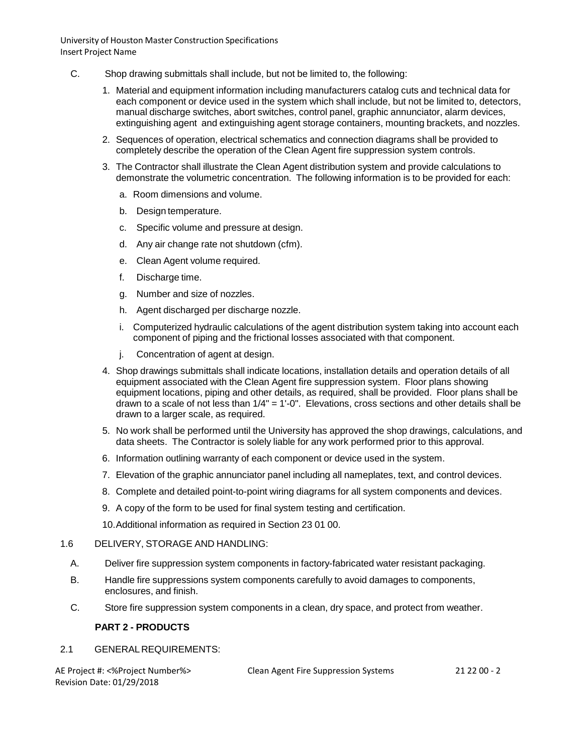C. Shop drawing submittals shall include, but not be limited to, the following:

1. Material and equipment information including manufacturers catalog cuts and technical data for each component or device used in the system which shall include, but not be limited to, detectors, manual discharge switches, abort switches, control panel, graphic annunciator, alarm devices, extinguishing agent and extinguishing agent storage containers, mounting brackets, and nozzles.
2. Sequences of operation, electrical schematics and connection diagrams shall be provided to completely describe the operation of the Clean Agent fire suppression system controls.
3. The Contractor shall illustrate the Clean Agent distribution system and provide calculations to demonstrate the volumetric concentration. The following information is to be provided for each:
   a. Room dimensions and volume.
   b. Design temperature.
   c. Specific volume and pressure at design.
   d. Any air change rate not shutdown (cfm).
   e. Clean Agent volume required.
   f. Discharge time.
   g. Number and size of nozzles.
   h. Agent discharged per discharge nozzle.
   i. Computerized hydraulic calculations of the agent distribution system taking into account each component of piping and the frictional losses associated with that component.
   j. Concentration of agent at design.
4. Shop drawings submittals shall indicate locations, installation details and operation details of all equipment associated with the Clean Agent fire suppression system. Floor plans showing equipment locations, piping and other details, as required, shall be provided. Floor plans shall be drawn to a scale of not less than 1/4" = 1'-0". Elevations, cross sections and other details shall be drawn to a larger scale, as required.
5. No work shall be performed until the University has approved the shop drawings, calculations, and data sheets. The Contractor is solely liable for any work performed prior to this approval.
6. Information outlining warranty of each component or device used in the system.
7. Elevation of the graphic annunciator panel including all nameplates, text, and control devices.
8. Complete and detailed point-to-point wiring diagrams for all system components and devices.
9. A copy of the form to be used for final system testing and certification.
10. Additional information as required in Section 23 01 00.

1.6 DELIVERY, STORAGE AND HANDLING:

A. Deliver fire suppression system components in factory-fabricated water resistant packaging.

B. Handle fire suppressions system components carefully to avoid damages to components, enclosures, and finish.

C. Store fire suppression system components in a clean, dry space, and protect from weather.

## PART 2 - PRODUCTS

2.1 GENERAL REQUIREMENTS: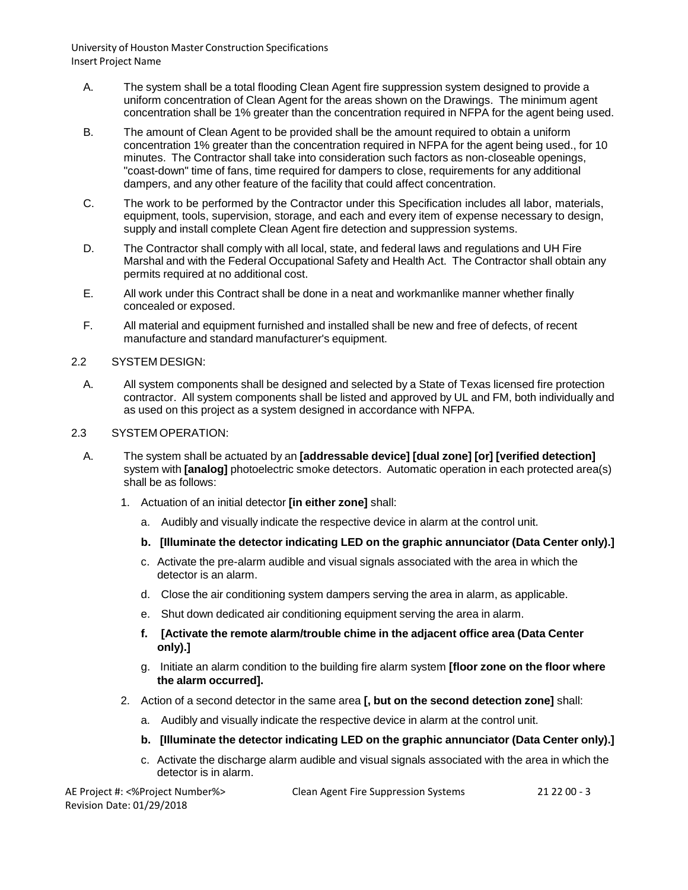A. The system shall be a total flooding Clean Agent fire suppression system designed to provide a uniform concentration of Clean Agent for the areas shown on the Drawings. The minimum agent concentration shall be 1% greater than the concentration required in NFPA for the agent being used.

B. The amount of Clean Agent to be provided shall be the amount required to obtain a uniform concentration 1% greater than the concentration required in NFPA for the agent being used., for 10 minutes. The Contractor shall take into consideration such factors as non-closeable openings, "coast-down" time of fans, time required for dampers to close, requirements for any additional dampers, and any other feature of the facility that could affect concentration.

C. The work to be performed by the Contractor under this Specification includes all labor, materials, equipment, tools, supervision, storage, and each and every item of expense necessary to design, supply and install complete Clean Agent fire detection and suppression systems.

D. The Contractor shall comply with all local, state, and federal laws and regulations and UH Fire Marshal and with the Federal Occupational Safety and Health Act. The Contractor shall obtain any permits required at no additional cost.

E. All work under this Contract shall be done in a neat and workmanlike manner whether finally concealed or exposed.

F. All material and equipment furnished and installed shall be new and free of defects, of recent manufacture and standard manufacturer's equipment.

2.2 SYSTEM DESIGN:

A. All system components shall be designed and selected by a State of Texas licensed fire protection contractor. All system components shall be listed and approved by UL and FM, both individually and as used on this project as a system designed in accordance with NFPA.

2.3 SYSTEM OPERATION:

A. The system shall be actuated by an **[addressable device] [dual zone] [or] [verified detection]** system with **[analog]** photoelectric smoke detectors. Automatic operation in each protected area(s) shall be as follows:

1. Actuation of an initial detector **[in either zone]** shall:
   a. Audibly and visually indicate the respective device in alarm at the control unit.
   **b. [Illuminate the detector indicating LED on the graphic annunciator (Data Center only).]**
   c. Activate the pre-alarm audible and visual signals associated with the area in which the detector is an alarm.
   d. Close the air conditioning system dampers serving the area in alarm, as applicable.
   e. Shut down dedicated air conditioning equipment serving the area in alarm.
   **f. [Activate the remote alarm/trouble chime in the adjacent office area (Data Center only).]**
   g. Initiate an alarm condition to the building fire alarm system **[floor zone on the floor where the alarm occurred].**

2. Action of a second detector in the same area **[, but on the second detection zone]** shall:
   a. Audibly and visually indicate the respective device in alarm at the control unit.
   **b. [Illuminate the detector indicating LED on the graphic annunciator (Data Center only).]**
   c. Activate the discharge alarm audible and visual signals associated with the area in which the detector is in alarm.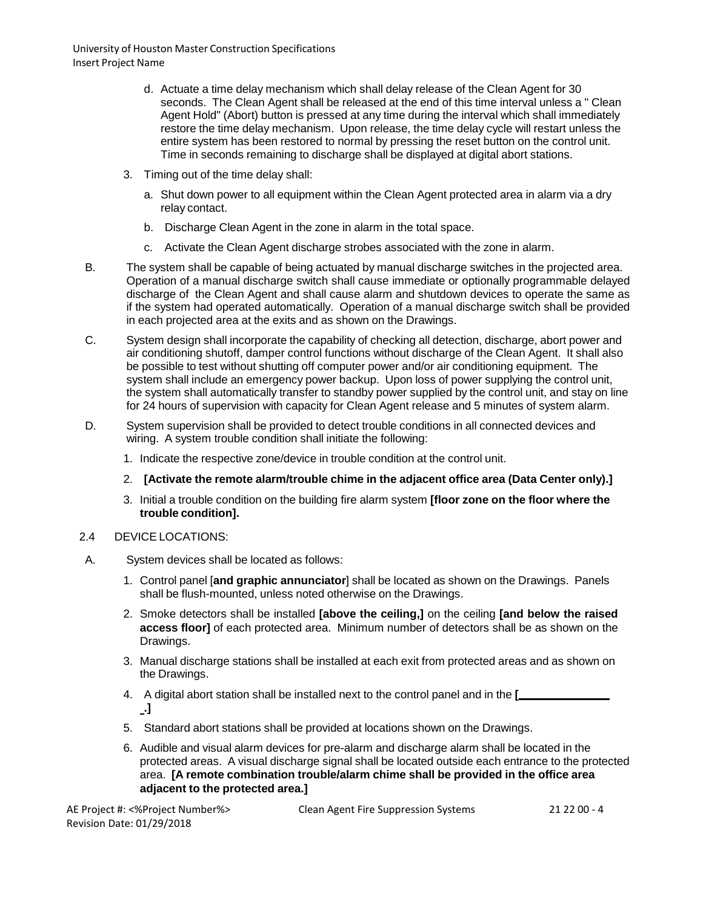d. Actuate a time delay mechanism which shall delay release of the Clean Agent for 30 seconds. The Clean Agent shall be released at the end of this time interval unless a " Clean Agent Hold" (Abort) button is pressed at any time during the interval which shall immediately restore the time delay mechanism. Upon release, the time delay cycle will restart unless the entire system has been restored to normal by pressing the reset button on the control unit. Time in seconds remaining to discharge shall be displayed at digital abort stations.

3. Timing out of the time delay shall:

   a. Shut down power to all equipment within the Clean Agent protected area in alarm via a dry relay contact.

   b. Discharge Clean Agent in the zone in alarm in the total space.

   c. Activate the Clean Agent discharge strobes associated with the zone in alarm.

B. The system shall be capable of being actuated by manual discharge switches in the projected area. Operation of a manual discharge switch shall cause immediate or optionally programmable delayed discharge of the Clean Agent and shall cause alarm and shutdown devices to operate the same as if the system had operated automatically. Operation of a manual discharge switch shall be provided in each projected area at the exits and as shown on the Drawings.

C. System design shall incorporate the capability of checking all detection, discharge, abort power and air conditioning shutoff, damper control functions without discharge of the Clean Agent. It shall also be possible to test without shutting off computer power and/or air conditioning equipment. The system shall include an emergency power backup. Upon loss of power supplying the control unit, the system shall automatically transfer to standby power supplied by the control unit, and stay on line for 24 hours of supervision with capacity for Clean Agent release and 5 minutes of system alarm.

D. System supervision shall be provided to detect trouble conditions in all connected devices and wiring. A system trouble condition shall initiate the following:

1. Indicate the respective zone/device in trouble condition at the control unit.

2. **[Activate the remote alarm/trouble chime in the adjacent office area (Data Center only).]**

3. Initial a trouble condition on the building fire alarm system **[floor zone on the floor where the trouble condition].**

2.4 DEVICE LOCATIONS:

A. System devices shall be located as follows:

1. Control panel [**and graphic annunciator**] shall be located as shown on the Drawings. Panels shall be flush-mounted, unless noted otherwise on the Drawings.

2. Smoke detectors shall be installed **[above the ceiling,]** on the ceiling **[and below the raised access floor]** of each protected area. Minimum number of detectors shall be as shown on the Drawings.

3. Manual discharge stations shall be installed at each exit from protected areas and as shown on the Drawings.

4. A digital abort station shall be installed next to the control panel and in the **[________________.]**

5. Standard abort stations shall be provided at locations shown on the Drawings.

6. Audible and visual alarm devices for pre-alarm and discharge alarm shall be located in the protected areas. A visual discharge signal shall be located outside each entrance to the protected area. **[A remote combination trouble/alarm chime shall be provided in the office area adjacent to the protected area.]**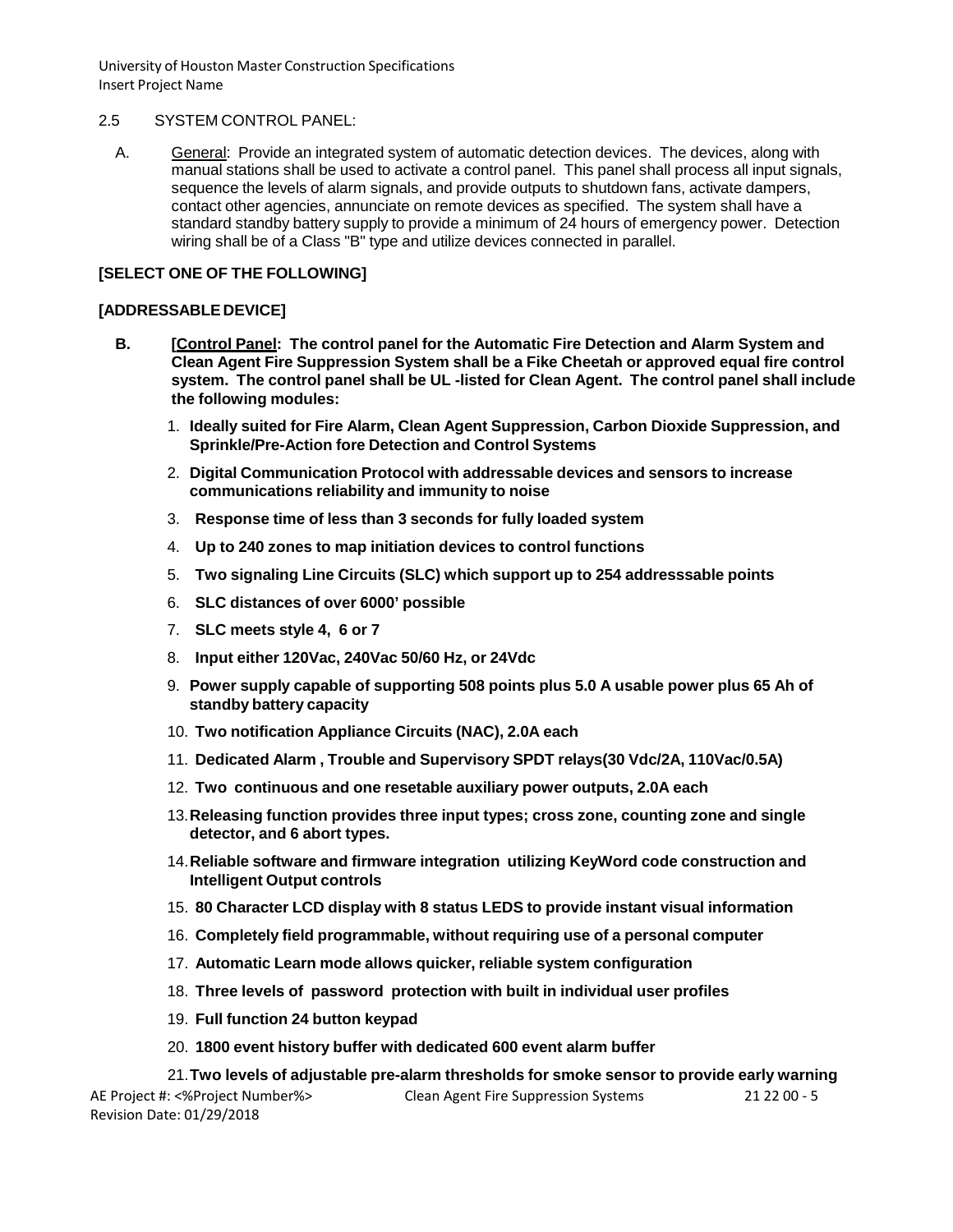2.5 SYSTEM CONTROL PANEL:

A. General: Provide an integrated system of automatic detection devices. The devices, along with manual stations shall be used to activate a control panel. This panel shall process all input signals, sequence the levels of alarm signals, and provide outputs to shutdown fans, activate dampers, contact other agencies, annunciate on remote devices as specified. The system shall have a standard standby battery supply to provide a minimum of 24 hours of emergency power. Detection wiring shall be of a Class "B" type and utilize devices connected in parallel.

**[SELECT ONE OF THE FOLLOWING]**

**[ADDRESSABLE DEVICE]**

**B. [Control Panel: The control panel for the Automatic Fire Detection and Alarm System and Clean Agent Fire Suppression System shall be a Fike Cheetah or approved equal fire control system. The control panel shall be UL -listed for Clean Agent. The control panel shall include the following modules:**

1. **Ideally suited for Fire Alarm, Clean Agent Suppression, Carbon Dioxide Suppression, and Sprinkle/Pre-Action fore Detection and Control Systems**
2. **Digital Communication Protocol with addressable devices and sensors to increase communications reliability and immunity to noise**
3. **Response time of less than 3 seconds for fully loaded system**
4. **Up to 240 zones to map initiation devices to control functions**
5. **Two signaling Line Circuits (SLC) which support up to 254 addresssable points**
6. **SLC distances of over 6000' possible**
7. **SLC meets style 4, 6 or 7**
8. **Input either 120Vac, 240Vac 50/60 Hz, or 24Vdc**
9. **Power supply capable of supporting 508 points plus 5.0 A usable power plus 65 Ah of standby battery capacity**
10. **Two notification Appliance Circuits (NAC), 2.0A each**
11. **Dedicated Alarm , Trouble and Supervisory SPDT relays(30 Vdc/2A, 110Vac/0.5A)**
12. **Two continuous and one resetable auxiliary power outputs, 2.0A each**
13. **Releasing function provides three input types; cross zone, counting zone and single detector, and 6 abort types.**
14. **Reliable software and firmware integration utilizing KeyWord code construction and Intelligent Output controls**
15. **80 Character LCD display with 8 status LEDS to provide instant visual information**
16. **Completely field programmable, without requiring use of a personal computer**
17. **Automatic Learn mode allows quicker, reliable system configuration**
18. **Three levels of password protection with built in individual user profiles**
19. **Full function 24 button keypad**
20. **1800 event history buffer with dedicated 600 event alarm buffer**
21. **Two levels of adjustable pre-alarm thresholds for smoke sensor to provide early warning**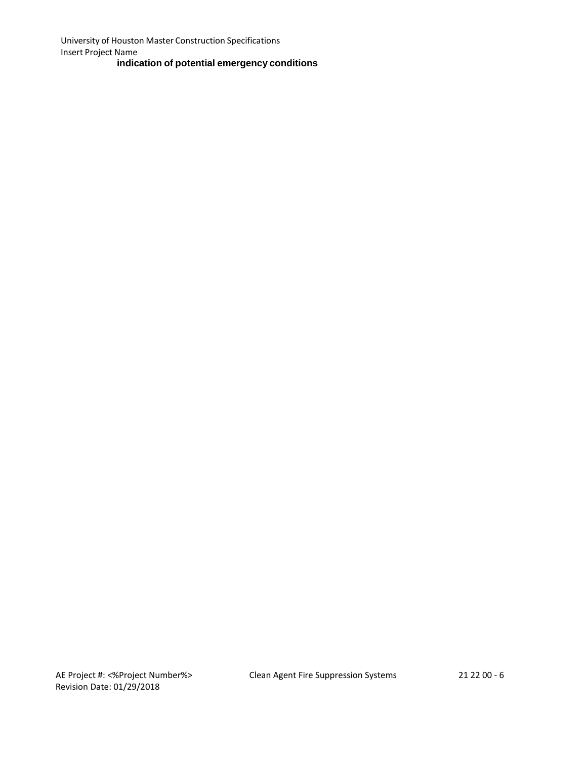**indication of potential emergency conditions**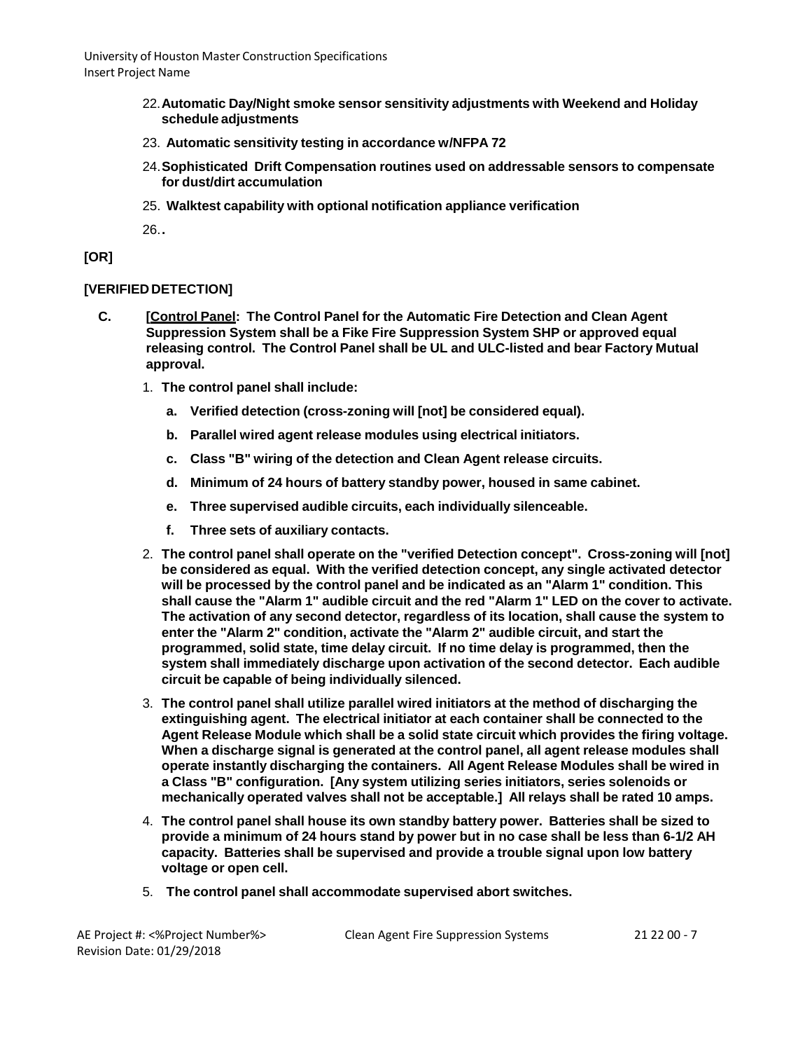22. **Automatic Day/Night smoke sensor sensitivity adjustments with Weekend and Holiday schedule adjustments**

23. **Automatic sensitivity testing in accordance w/NFPA 72**

24. **Sophisticated Drift Compensation routines used on addressable sensors to compensate for dust/dirt accumulation**

25. **Walktest capability with optional notification appliance verification**

26. .

**[OR]**

**[VERIFIED DETECTION]**

**C. [Control Panel: The Control Panel for the Automatic Fire Detection and Clean Agent Suppression System shall be a Fike Fire Suppression System SHP or approved equal releasing control. The Control Panel shall be UL and ULC-listed and bear Factory Mutual approval.**

1. **The control panel shall include:**

   a. **Verified detection (cross-zoning will [not] be considered equal).**

   b. **Parallel wired agent release modules using electrical initiators.**

   c. **Class "B" wiring of the detection and Clean Agent release circuits.**

   d. **Minimum of 24 hours of battery standby power, housed in same cabinet.**

   e. **Three supervised audible circuits, each individually silenceable.**

   f. **Three sets of auxiliary contacts.**

2. **The control panel shall operate on the "verified Detection concept". Cross-zoning will [not] be considered as equal. With the verified detection concept, any single activated detector will be processed by the control panel and be indicated as an "Alarm 1" condition. This shall cause the "Alarm 1" audible circuit and the red "Alarm 1" LED on the cover to activate. The activation of any second detector, regardless of its location, shall cause the system to enter the "Alarm 2" condition, activate the "Alarm 2" audible circuit, and start the programmed, solid state, time delay circuit. If no time delay is programmed, then the system shall immediately discharge upon activation of the second detector. Each audible circuit be capable of being individually silenced.**

3. **The control panel shall utilize parallel wired initiators at the method of discharging the extinguishing agent. The electrical initiator at each container shall be connected to the Agent Release Module which shall be a solid state circuit which provides the firing voltage. When a discharge signal is generated at the control panel, all agent release modules shall operate instantly discharging the containers. All Agent Release Modules shall be wired in a Class "B" configuration. [Any system utilizing series initiators, series solenoids or mechanically operated valves shall not be acceptable.] All relays shall be rated 10 amps.**

4. **The control panel shall house its own standby battery power. Batteries shall be sized to provide a minimum of 24 hours stand by power but in no case shall be less than 6-1/2 AH capacity. Batteries shall be supervised and provide a trouble signal upon low battery voltage or open cell.**

5. **The control panel shall accommodate supervised abort switches.**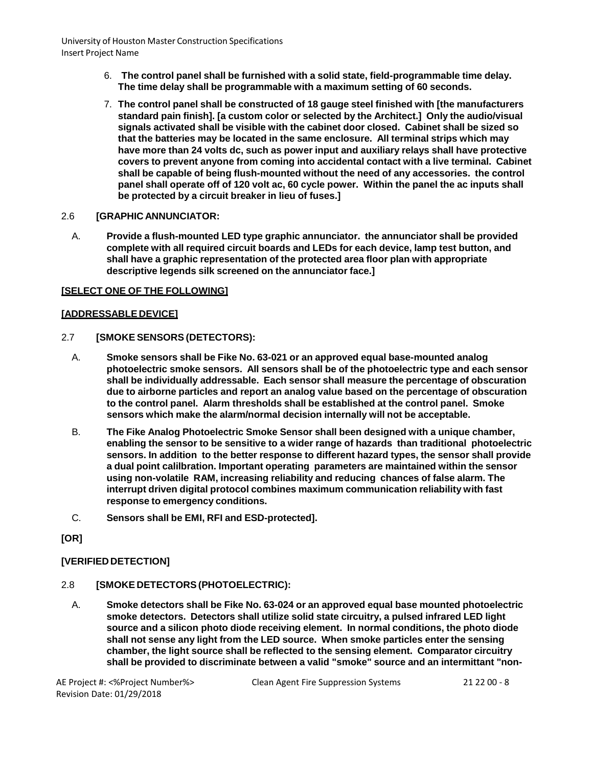6. **The control panel shall be furnished with a solid state, field-programmable time delay. The time delay shall be programmable with a maximum setting of 60 seconds.**

7. **The control panel shall be constructed of 18 gauge steel finished with [the manufacturers standard pain finish]. [a custom color or selected by the Architect.] Only the audio/visual signals activated shall be visible with the cabinet door closed. Cabinet shall be sized so that the batteries may be located in the same enclosure. All terminal strips which may have more than 24 volts dc, such as power input and auxiliary relays shall have protective covers to prevent anyone from coming into accidental contact with a live terminal. Cabinet shall be capable of being flush-mounted without the need of any accessories. the control panel shall operate off of 120 volt ac, 60 cycle power. Within the panel the ac inputs shall be protected by a circuit breaker in lieu of fuses.]**

2.6 **[GRAPHIC ANNUNCIATOR:**

A. **Provide a flush-mounted LED type graphic annunciator. the annunciator shall be provided complete with all required circuit boards and LEDs for each device, lamp test button, and shall have a graphic representation of the protected area floor plan with appropriate descriptive legends silk screened on the annunciator face.]**

**[SELECT ONE OF THE FOLLOWING]**

**[ADDRESSABLE DEVICE]**

2.7 **[SMOKE SENSORS (DETECTORS):**

A. **Smoke sensors shall be Fike No. 63-021 or an approved equal base-mounted analog photoelectric smoke sensors. All sensors shall be of the photoelectric type and each sensor shall be individually addressable. Each sensor shall measure the percentage of obscuration due to airborne particles and report an analog value based on the percentage of obscuration to the control panel. Alarm thresholds shall be established at the control panel. Smoke sensors which make the alarm/normal decision internally will not be acceptable.**

B. **The Fike Analog Photoelectric Smoke Sensor shall been designed with a unique chamber, enabling the sensor to be sensitive to a wider range of hazards than traditional photoelectric sensors. In addition to the better response to different hazard types, the sensor shall provide a dual point calilbration. Important operating parameters are maintained within the sensor using non-volatile RAM, increasing reliability and reducing chances of false alarm. The interrupt driven digital protocol combines maximum communication reliability with fast response to emergency conditions.**

C. **Sensors shall be EMI, RFI and ESD-protected].**

**[OR]**

**[VERIFIED DETECTION]**

2.8 **[SMOKE DETECTORS (PHOTOELECTRIC):**

A. **Smoke detectors shall be Fike No. 63-024 or an approved equal base mounted photoelectric smoke detectors. Detectors shall utilize solid state circuitry, a pulsed infrared LED light source and a silicon photo diode receiving element. In normal conditions, the photo diode shall not sense any light from the LED source. When smoke particles enter the sensing chamber, the light source shall be reflected to the sensing element. Comparator circuitry shall be provided to discriminate between a valid "smoke" source and an intermittant "non-**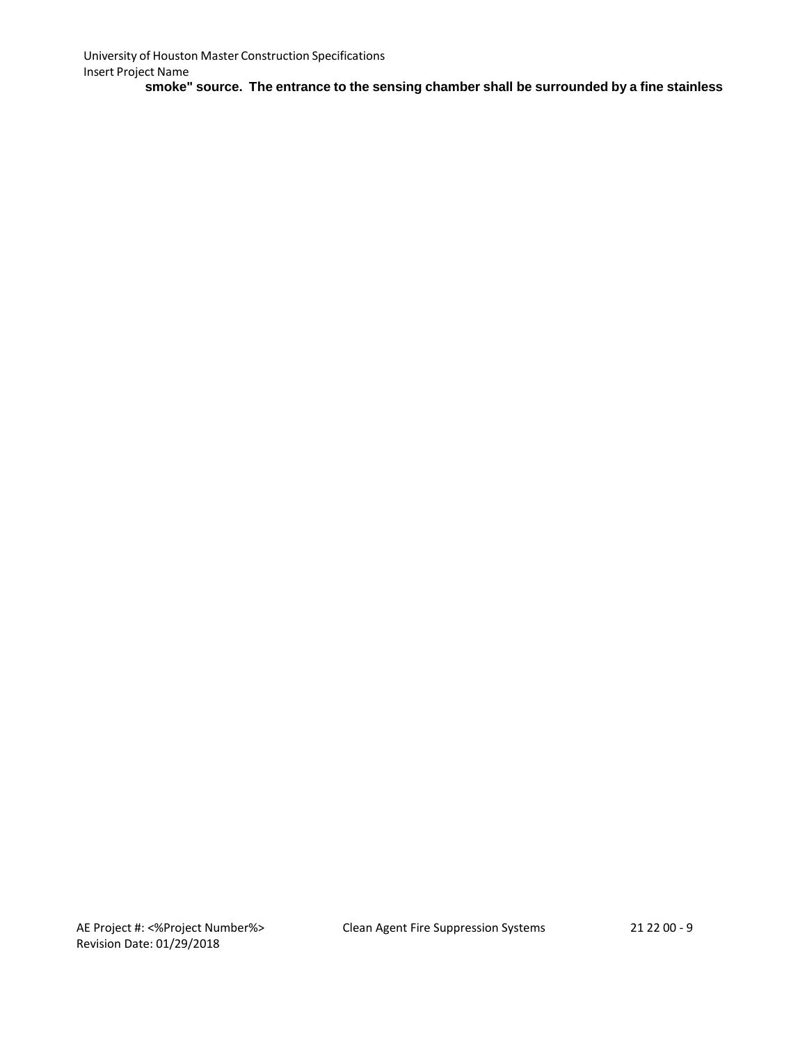**smoke" source. The entrance to the sensing chamber shall be surrounded by a fine stainless**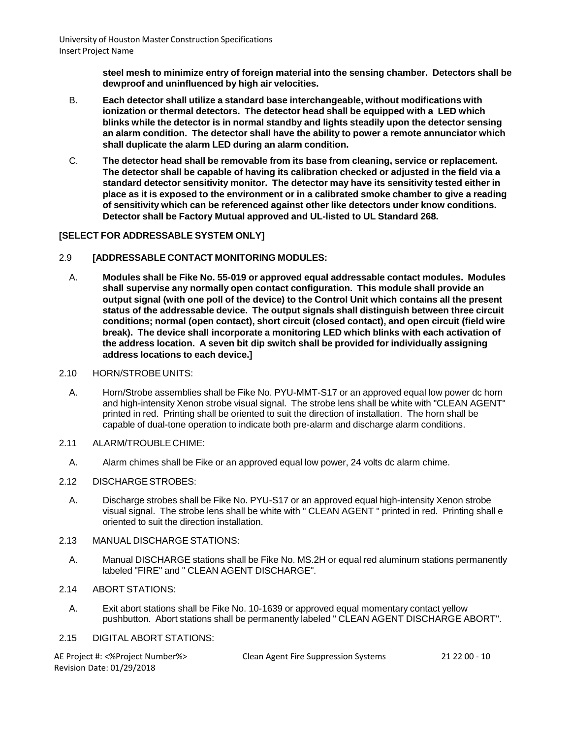**steel mesh to minimize entry of foreign material into the sensing chamber. Detectors shall be dewproof and uninfluenced by high air velocities.**

B. **Each detector shall utilize a standard base interchangeable, without modifications with ionization or thermal detectors. The detector head shall be equipped with a LED which blinks while the detector is in normal standby and lights steadily upon the detector sensing an alarm condition. The detector shall have the ability to power a remote annunciator which shall duplicate the alarm LED during an alarm condition.**

C. **The detector head shall be removable from its base from cleaning, service or replacement. The detector shall be capable of having its calibration checked or adjusted in the field via a standard detector sensitivity monitor. The detector may have its sensitivity tested either in place as it is exposed to the environment or in a calibrated smoke chamber to give a reading of sensitivity which can be referenced against other like detectors under know conditions. Detector shall be Factory Mutual approved and UL-listed to UL Standard 268.**

**[SELECT FOR ADDRESSABLE SYSTEM ONLY]**

2.9 **[ADDRESSABLE CONTACT MONITORING MODULES:**

A. **Modules shall be Fike No. 55-019 or approved equal addressable contact modules. Modules shall supervise any normally open contact configuration. This module shall provide an output signal (with one poll of the device) to the Control Unit which contains all the present status of the addressable device. The output signals shall distinguish between three circuit conditions; normal (open contact), short circuit (closed contact), and open circuit (field wire break). The device shall incorporate a monitoring LED which blinks with each activation of the address location. A seven bit dip switch shall be provided for individually assigning address locations to each device.]**

2.10 HORN/STROBE UNITS:

A. Horn/Strobe assemblies shall be Fike No. PYU-MMT-S17 or an approved equal low power dc horn and high-intensity Xenon strobe visual signal. The strobe lens shall be white with "CLEAN AGENT" printed in red. Printing shall be oriented to suit the direction of installation. The horn shall be capable of dual-tone operation to indicate both pre-alarm and discharge alarm conditions.

2.11 ALARM/TROUBLE CHIME:

A. Alarm chimes shall be Fike or an approved equal low power, 24 volts dc alarm chime.

2.12 DISCHARGE STROBES:

A. Discharge strobes shall be Fike No. PYU-S17 or an approved equal high-intensity Xenon strobe visual signal. The strobe lens shall be white with " CLEAN AGENT " printed in red. Printing shall e oriented to suit the direction installation.

2.13 MANUAL DISCHARGE STATIONS:

A. Manual DISCHARGE stations shall be Fike No. MS.2H or equal red aluminum stations permanently labeled "FIRE" and " CLEAN AGENT DISCHARGE".

2.14 ABORT STATIONS:

A. Exit abort stations shall be Fike No. 10-1639 or approved equal momentary contact yellow pushbutton. Abort stations shall be permanently labeled " CLEAN AGENT DISCHARGE ABORT".

2.15 DIGITAL ABORT STATIONS: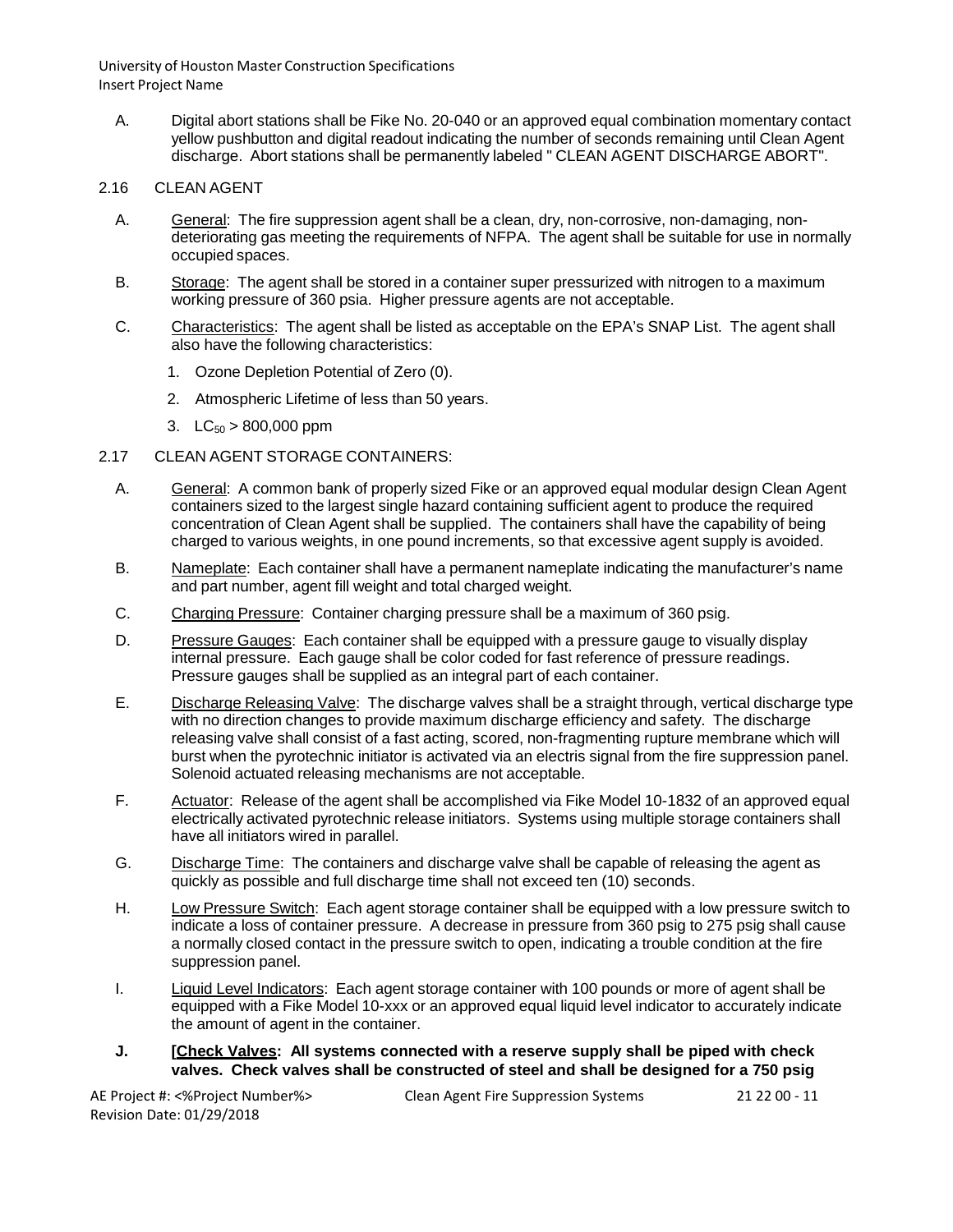A. Digital abort stations shall be Fike No. 20-040 or an approved equal combination momentary contact yellow pushbutton and digital readout indicating the number of seconds remaining until Clean Agent discharge. Abort stations shall be permanently labeled " CLEAN AGENT DISCHARGE ABORT".

2.16 CLEAN AGENT

A. General: The fire suppression agent shall be a clean, dry, non-corrosive, non-damaging, non-deteriorating gas meeting the requirements of NFPA. The agent shall be suitable for use in normally occupied spaces.

B. Storage: The agent shall be stored in a container super pressurized with nitrogen to a maximum working pressure of 360 psia. Higher pressure agents are not acceptable.

C. Characteristics: The agent shall be listed as acceptable on the EPA's SNAP List. The agent shall also have the following characteristics:

1. Ozone Depletion Potential of Zero (0).
2. Atmospheric Lifetime of less than 50 years.
3. $LC_{50}$ > 800,000 ppm

2.17 CLEAN AGENT STORAGE CONTAINERS:

A. General: A common bank of properly sized Fike or an approved equal modular design Clean Agent containers sized to the largest single hazard containing sufficient agent to produce the required concentration of Clean Agent shall be supplied. The containers shall have the capability of being charged to various weights, in one pound increments, so that excessive agent supply is avoided.

B. Nameplate: Each container shall have a permanent nameplate indicating the manufacturer's name and part number, agent fill weight and total charged weight.

C. Charging Pressure: Container charging pressure shall be a maximum of 360 psig.

D. Pressure Gauges: Each container shall be equipped with a pressure gauge to visually display internal pressure. Each gauge shall be color coded for fast reference of pressure readings. Pressure gauges shall be supplied as an integral part of each container.

E. Discharge Releasing Valve: The discharge valves shall be a straight through, vertical discharge type with no direction changes to provide maximum discharge efficiency and safety. The discharge releasing valve shall consist of a fast acting, scored, non-fragmenting rupture membrane which will burst when the pyrotechnic initiator is activated via an electris signal from the fire suppression panel. Solenoid actuated releasing mechanisms are not acceptable.

F. Actuator: Release of the agent shall be accomplished via Fike Model 10-1832 of an approved equal electrically activated pyrotechnic release initiators. Systems using multiple storage containers shall have all initiators wired in parallel.

G. Discharge Time: The containers and discharge valve shall be capable of releasing the agent as quickly as possible and full discharge time shall not exceed ten (10) seconds.

H. Low Pressure Switch: Each agent storage container shall be equipped with a low pressure switch to indicate a loss of container pressure. A decrease in pressure from 360 psig to 275 psig shall cause a normally closed contact in the pressure switch to open, indicating a trouble condition at the fire suppression panel.

I. Liquid Level Indicators: Each agent storage container with 100 pounds or more of agent shall be equipped with a Fike Model 10-xxx or an approved equal liquid level indicator to accurately indicate the amount of agent in the container.

**J. [Check Valves: All systems connected with a reserve supply shall be piped with check valves. Check valves shall be constructed of steel and shall be designed for a 750 psig**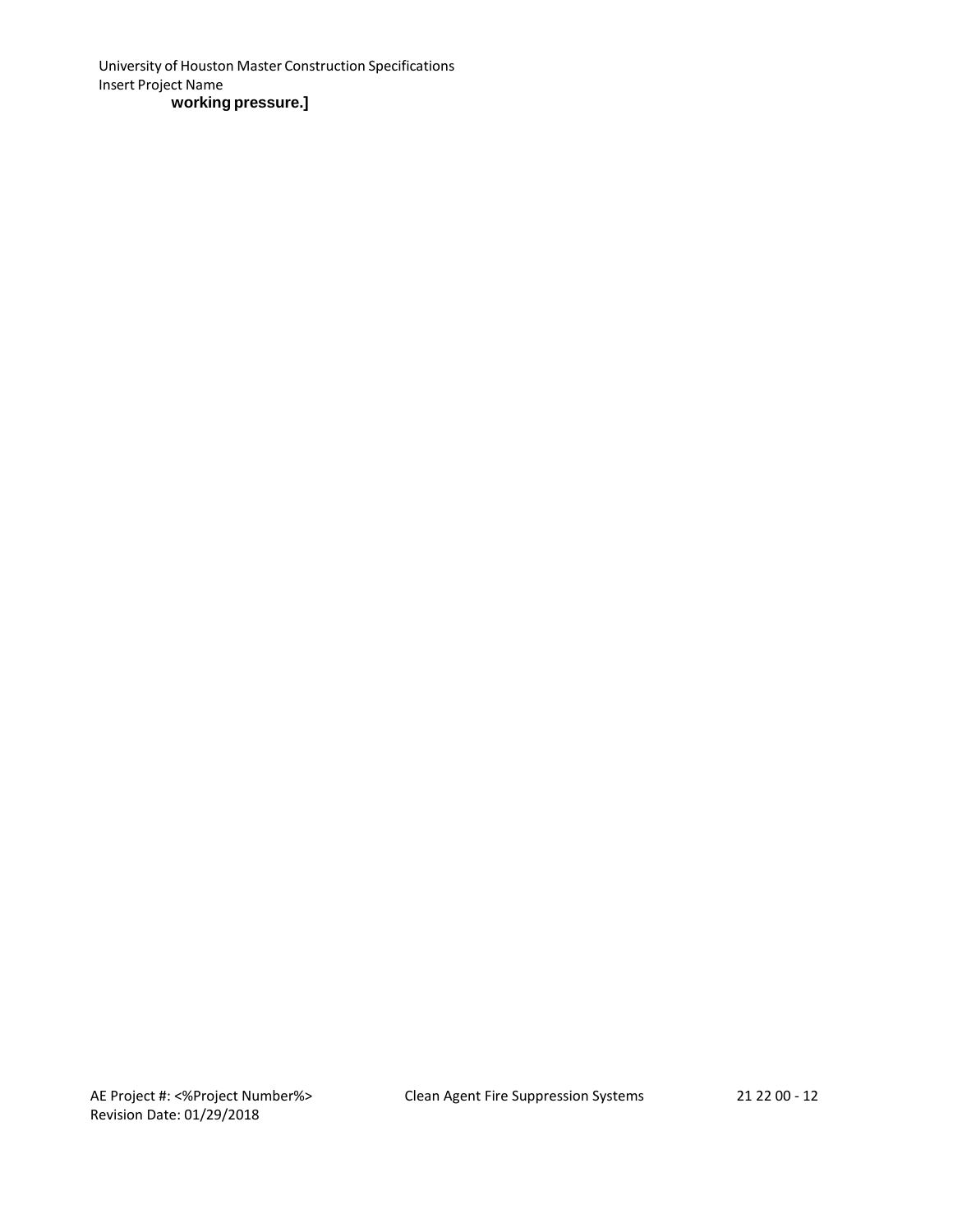**working pressure.]**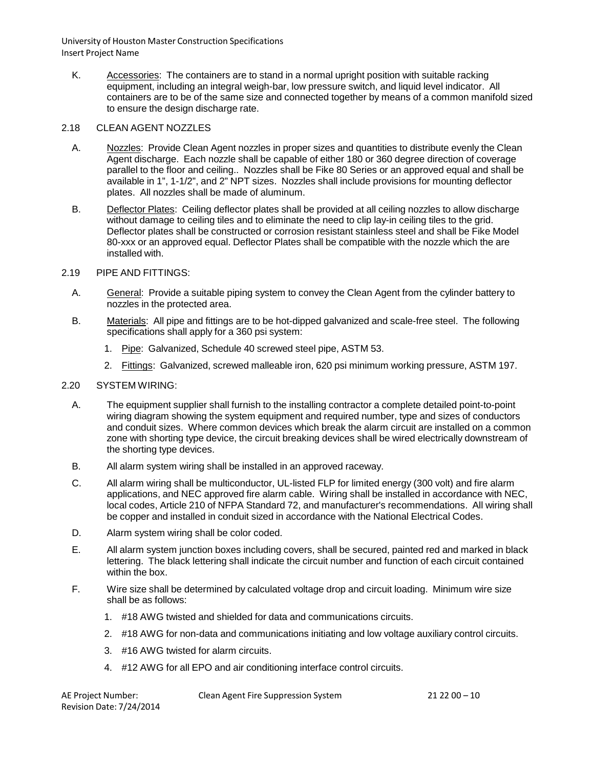K. Accessories: The containers are to stand in a normal upright position with suitable racking equipment, including an integral weigh-bar, low pressure switch, and liquid level indicator. All containers are to be of the same size and connected together by means of a common manifold sized to ensure the design discharge rate.

2.18 CLEAN AGENT NOZZLES

A. Nozzles: Provide Clean Agent nozzles in proper sizes and quantities to distribute evenly the Clean Agent discharge. Each nozzle shall be capable of either 180 or 360 degree direction of coverage parallel to the floor and ceiling.. Nozzles shall be Fike 80 Series or an approved equal and shall be available in 1", 1-1/2", and 2" NPT sizes. Nozzles shall include provisions for mounting deflector plates. All nozzles shall be made of aluminum.

B. Deflector Plates: Ceiling deflector plates shall be provided at all ceiling nozzles to allow discharge without damage to ceiling tiles and to eliminate the need to clip lay-in ceiling tiles to the grid. Deflector plates shall be constructed or corrosion resistant stainless steel and shall be Fike Model 80-xxx or an approved equal. Deflector Plates shall be compatible with the nozzle which the are installed with.

2.19 PIPE AND FITTINGS:

A. General: Provide a suitable piping system to convey the Clean Agent from the cylinder battery to nozzles in the protected area.

B. Materials: All pipe and fittings are to be hot-dipped galvanized and scale-free steel. The following specifications shall apply for a 360 psi system:

1. Pipe: Galvanized, Schedule 40 screwed steel pipe, ASTM 53.
2. Fittings: Galvanized, screwed malleable iron, 620 psi minimum working pressure, ASTM 197.

2.20 SYSTEM WIRING:

A. The equipment supplier shall furnish to the installing contractor a complete detailed point-to-point wiring diagram showing the system equipment and required number, type and sizes of conductors and conduit sizes. Where common devices which break the alarm circuit are installed on a common zone with shorting type device, the circuit breaking devices shall be wired electrically downstream of the shorting type devices.

B. All alarm system wiring shall be installed in an approved raceway.

C. All alarm wiring shall be multiconductor, UL-listed FLP for limited energy (300 volt) and fire alarm applications, and NEC approved fire alarm cable. Wiring shall be installed in accordance with NEC, local codes, Article 210 of NFPA Standard 72, and manufacturer's recommendations. All wiring shall be copper and installed in conduit sized in accordance with the National Electrical Codes.

D. Alarm system wiring shall be color coded.

E. All alarm system junction boxes including covers, shall be secured, painted red and marked in black lettering. The black lettering shall indicate the circuit number and function of each circuit contained within the box.

F. Wire size shall be determined by calculated voltage drop and circuit loading. Minimum wire size shall be as follows:

1. #18 AWG twisted and shielded for data and communications circuits.
2. #18 AWG for non-data and communications initiating and low voltage auxiliary control circuits.
3. #16 AWG twisted for alarm circuits.
4. #12 AWG for all EPO and air conditioning interface control circuits.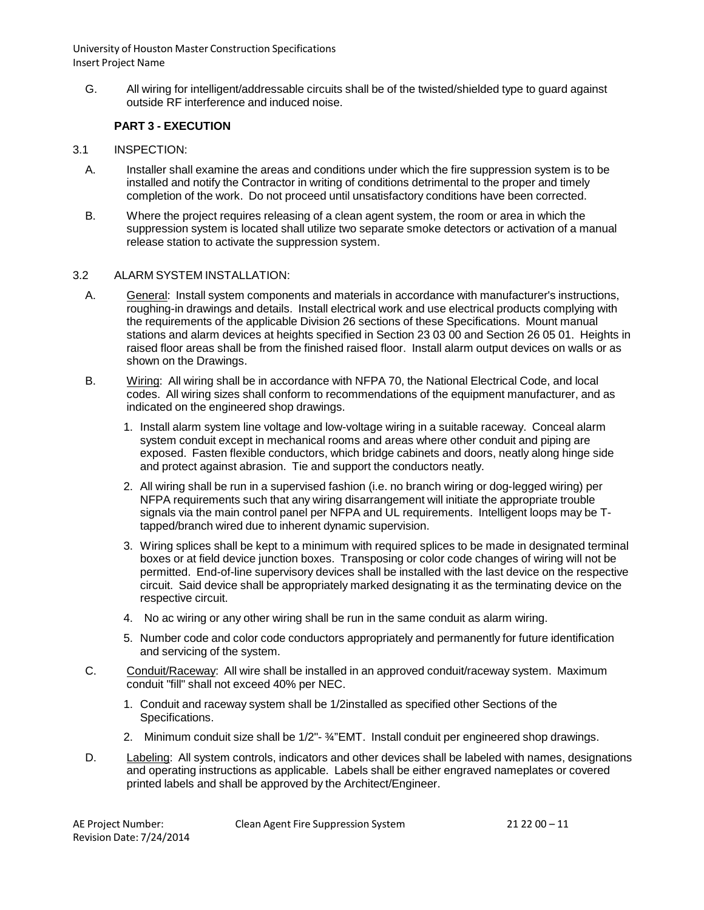G. All wiring for intelligent/addressable circuits shall be of the twisted/shielded type to guard against outside RF interference and induced noise.

## PART 3 - EXECUTION

3.1 INSPECTION:

A. Installer shall examine the areas and conditions under which the fire suppression system is to be installed and notify the Contractor in writing of conditions detrimental to the proper and timely completion of the work. Do not proceed until unsatisfactory conditions have been corrected.

B. Where the project requires releasing of a clean agent system, the room or area in which the suppression system is located shall utilize two separate smoke detectors or activation of a manual release station to activate the suppression system.

3.2 ALARM SYSTEM INSTALLATION:

A. General: Install system components and materials in accordance with manufacturer's instructions, roughing-in drawings and details. Install electrical work and use electrical products complying with the requirements of the applicable Division 26 sections of these Specifications. Mount manual stations and alarm devices at heights specified in Section 23 03 00 and Section 26 05 01. Heights in raised floor areas shall be from the finished raised floor. Install alarm output devices on walls or as shown on the Drawings.

B. Wiring: All wiring shall be in accordance with NFPA 70, the National Electrical Code, and local codes. All wiring sizes shall conform to recommendations of the equipment manufacturer, and as indicated on the engineered shop drawings.

1. Install alarm system line voltage and low-voltage wiring in a suitable raceway. Conceal alarm system conduit except in mechanical rooms and areas where other conduit and piping are exposed. Fasten flexible conductors, which bridge cabinets and doors, neatly along hinge side and protect against abrasion. Tie and support the conductors neatly.
2. All wiring shall be run in a supervised fashion (i.e. no branch wiring or dog-legged wiring) per NFPA requirements such that any wiring disarrangement will initiate the appropriate trouble signals via the main control panel per NFPA and UL requirements. Intelligent loops may be T-tapped/branch wired due to inherent dynamic supervision.
3. Wiring splices shall be kept to a minimum with required splices to be made in designated terminal boxes or at field device junction boxes. Transposing or color code changes of wiring will not be permitted. End-of-line supervisory devices shall be installed with the last device on the respective circuit. Said device shall be appropriately marked designating it as the terminating device on the respective circuit.
4. No ac wiring or any other wiring shall be run in the same conduit as alarm wiring.
5. Number code and color code conductors appropriately and permanently for future identification and servicing of the system.

C. Conduit/Raceway: All wire shall be installed in an approved conduit/raceway system. Maximum conduit "fill" shall not exceed 40% per NEC.

1. Conduit and raceway system shall be 1/2installed as specified other Sections of the Specifications.
2. Minimum conduit size shall be 1/2"- ¾"EMT. Install conduit per engineered shop drawings.

D. Labeling: All system controls, indicators and other devices shall be labeled with names, designations and operating instructions as applicable. Labels shall be either engraved nameplates or covered printed labels and shall be approved by the Architect/Engineer.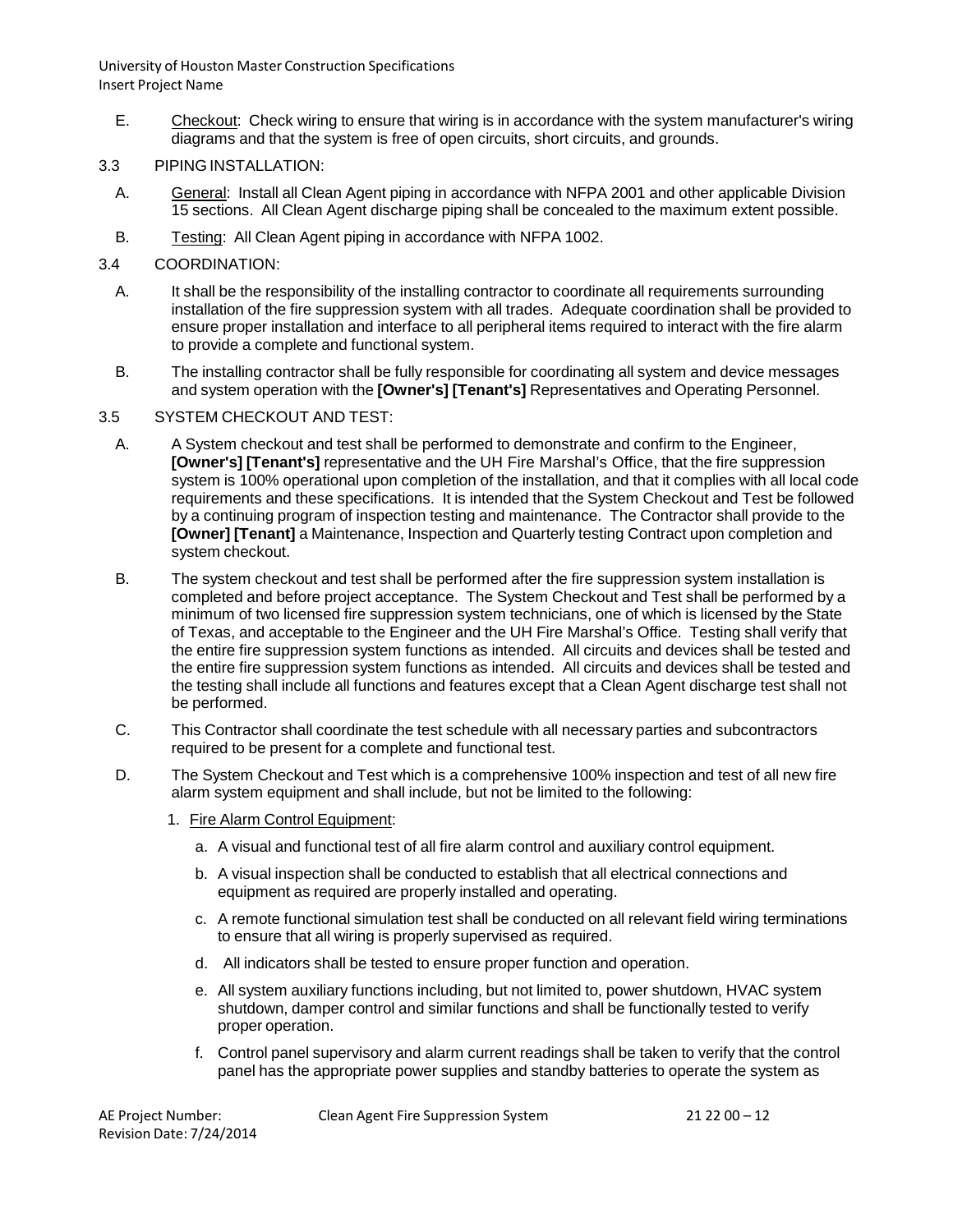E. Checkout: Check wiring to ensure that wiring is in accordance with the system manufacturer's wiring diagrams and that the system is free of open circuits, short circuits, and grounds.

3.3 PIPING INSTALLATION:

A. General: Install all Clean Agent piping in accordance with NFPA 2001 and other applicable Division 15 sections. All Clean Agent discharge piping shall be concealed to the maximum extent possible.

B. Testing: All Clean Agent piping in accordance with NFPA 1002.

3.4 COORDINATION:

A. It shall be the responsibility of the installing contractor to coordinate all requirements surrounding installation of the fire suppression system with all trades. Adequate coordination shall be provided to ensure proper installation and interface to all peripheral items required to interact with the fire alarm to provide a complete and functional system.

B. The installing contractor shall be fully responsible for coordinating all system and device messages and system operation with the **[Owner's] [Tenant's]** Representatives and Operating Personnel.

3.5 SYSTEM CHECKOUT AND TEST:

A. A System checkout and test shall be performed to demonstrate and confirm to the Engineer, **[Owner's] [Tenant's]** representative and the UH Fire Marshal's Office, that the fire suppression system is 100% operational upon completion of the installation, and that it complies with all local code requirements and these specifications. It is intended that the System Checkout and Test be followed by a continuing program of inspection testing and maintenance. The Contractor shall provide to the **[Owner] [Tenant]** a Maintenance, Inspection and Quarterly testing Contract upon completion and system checkout.

B. The system checkout and test shall be performed after the fire suppression system installation is completed and before project acceptance. The System Checkout and Test shall be performed by a minimum of two licensed fire suppression system technicians, one of which is licensed by the State of Texas, and acceptable to the Engineer and the UH Fire Marshal's Office. Testing shall verify that the entire fire suppression system functions as intended. All circuits and devices shall be tested and the entire fire suppression system functions as intended. All circuits and devices shall be tested and the testing shall include all functions and features except that a Clean Agent discharge test shall not be performed.

C. This Contractor shall coordinate the test schedule with all necessary parties and subcontractors required to be present for a complete and functional test.

D. The System Checkout and Test which is a comprehensive 100% inspection and test of all new fire alarm system equipment and shall include, but not be limited to the following:

1. Fire Alarm Control Equipment:

   a. A visual and functional test of all fire alarm control and auxiliary control equipment.

   b. A visual inspection shall be conducted to establish that all electrical connections and equipment as required are properly installed and operating.

   c. A remote functional simulation test shall be conducted on all relevant field wiring terminations to ensure that all wiring is properly supervised as required.

   d. All indicators shall be tested to ensure proper function and operation.

   e. All system auxiliary functions including, but not limited to, power shutdown, HVAC system shutdown, damper control and similar functions and shall be functionally tested to verify proper operation.

   f. Control panel supervisory and alarm current readings shall be taken to verify that the control panel has the appropriate power supplies and standby batteries to operate the system as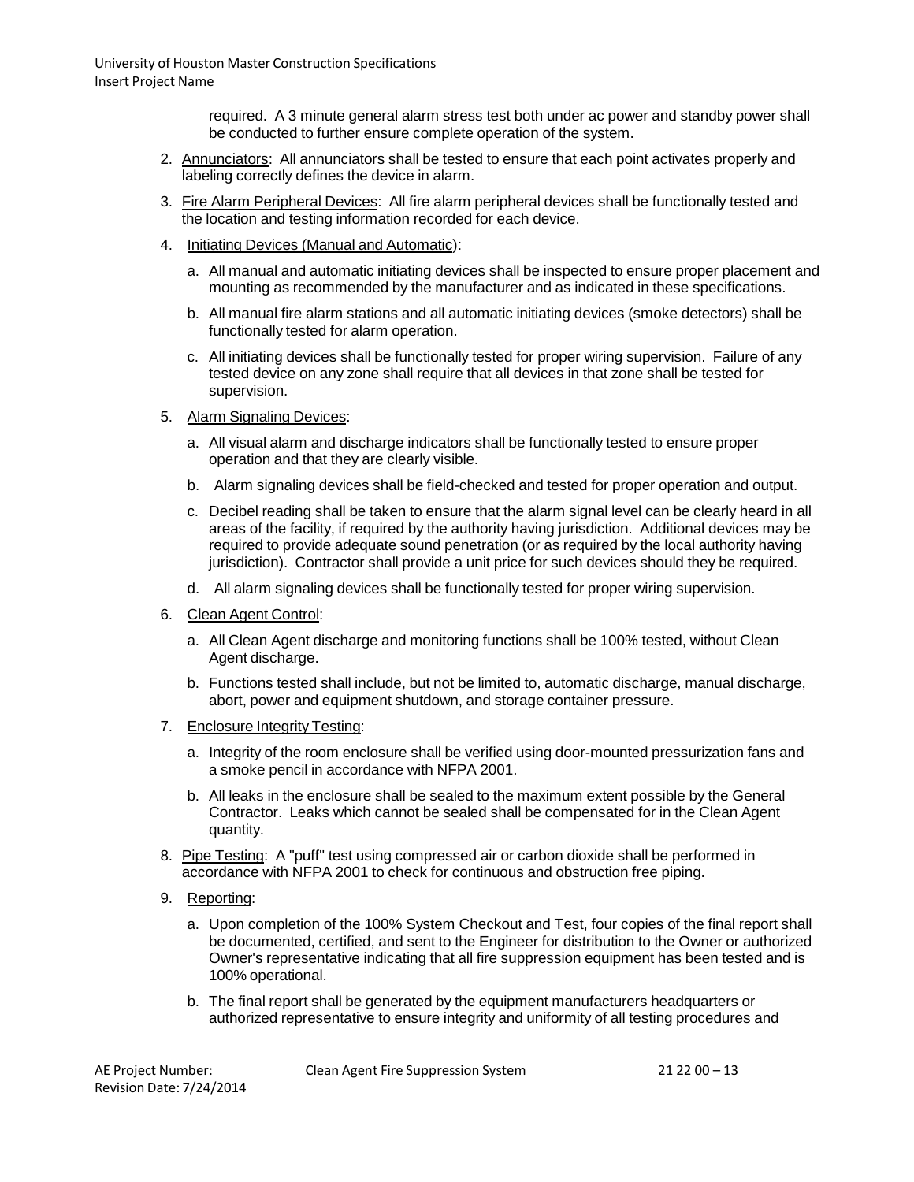required. A 3 minute general alarm stress test both under ac power and standby power shall be conducted to further ensure complete operation of the system.

2. Annunciators: All annunciators shall be tested to ensure that each point activates properly and labeling correctly defines the device in alarm.

3. Fire Alarm Peripheral Devices: All fire alarm peripheral devices shall be functionally tested and the location and testing information recorded for each device.

4. Initiating Devices (Manual and Automatic):

   a. All manual and automatic initiating devices shall be inspected to ensure proper placement and mounting as recommended by the manufacturer and as indicated in these specifications.

   b. All manual fire alarm stations and all automatic initiating devices (smoke detectors) shall be functionally tested for alarm operation.

   c. All initiating devices shall be functionally tested for proper wiring supervision. Failure of any tested device on any zone shall require that all devices in that zone shall be tested for supervision.

5. Alarm Signaling Devices:

   a. All visual alarm and discharge indicators shall be functionally tested to ensure proper operation and that they are clearly visible.

   b. Alarm signaling devices shall be field-checked and tested for proper operation and output.

   c. Decibel reading shall be taken to ensure that the alarm signal level can be clearly heard in all areas of the facility, if required by the authority having jurisdiction. Additional devices may be required to provide adequate sound penetration (or as required by the local authority having jurisdiction). Contractor shall provide a unit price for such devices should they be required.

   d. All alarm signaling devices shall be functionally tested for proper wiring supervision.

6. Clean Agent Control:

   a. All Clean Agent discharge and monitoring functions shall be 100% tested, without Clean Agent discharge.

   b. Functions tested shall include, but not be limited to, automatic discharge, manual discharge, abort, power and equipment shutdown, and storage container pressure.

7. Enclosure Integrity Testing:

   a. Integrity of the room enclosure shall be verified using door-mounted pressurization fans and a smoke pencil in accordance with NFPA 2001.

   b. All leaks in the enclosure shall be sealed to the maximum extent possible by the General Contractor. Leaks which cannot be sealed shall be compensated for in the Clean Agent quantity.

8. Pipe Testing: A "puff" test using compressed air or carbon dioxide shall be performed in accordance with NFPA 2001 to check for continuous and obstruction free piping.

9. Reporting:

   a. Upon completion of the 100% System Checkout and Test, four copies of the final report shall be documented, certified, and sent to the Engineer for distribution to the Owner or authorized Owner's representative indicating that all fire suppression equipment has been tested and is 100% operational.

   b. The final report shall be generated by the equipment manufacturers headquarters or authorized representative to ensure integrity and uniformity of all testing procedures and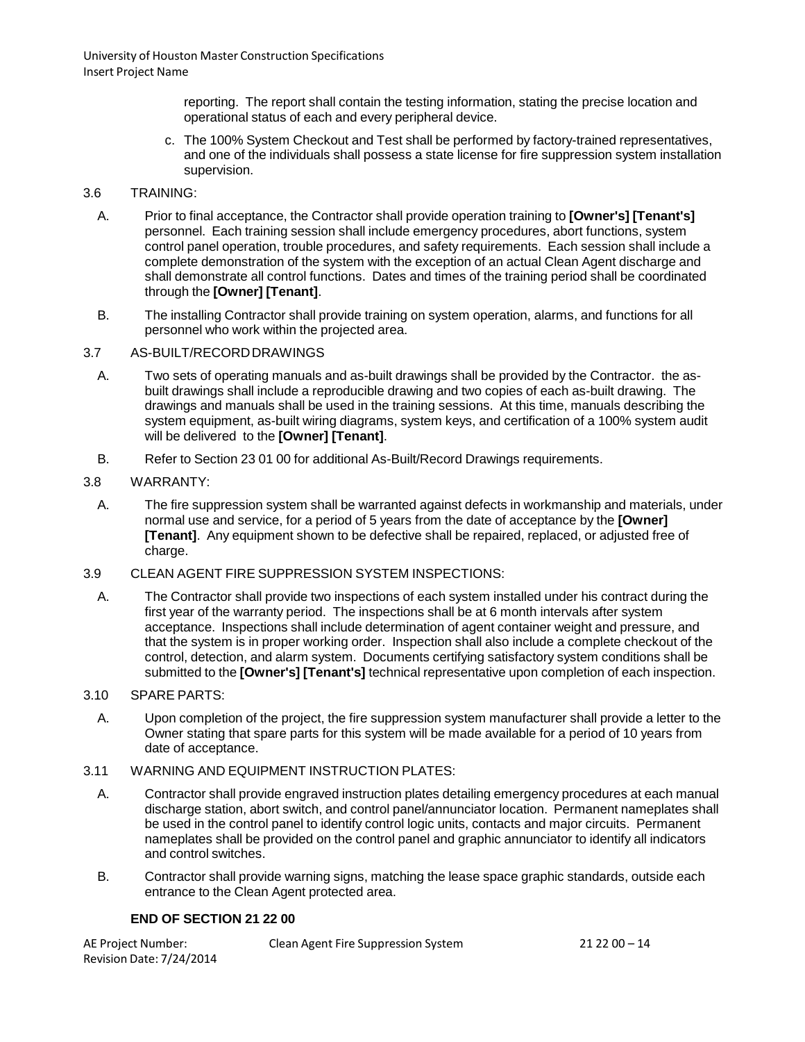reporting. The report shall contain the testing information, stating the precise location and operational status of each and every peripheral device.

c. The 100% System Checkout and Test shall be performed by factory-trained representatives, and one of the individuals shall possess a state license for fire suppression system installation supervision.

3.6 TRAINING:

A. Prior to final acceptance, the Contractor shall provide operation training to **[Owner's] [Tenant's]** personnel. Each training session shall include emergency procedures, abort functions, system control panel operation, trouble procedures, and safety requirements. Each session shall include a complete demonstration of the system with the exception of an actual Clean Agent discharge and shall demonstrate all control functions. Dates and times of the training period shall be coordinated through the **[Owner] [Tenant]**.

B. The installing Contractor shall provide training on system operation, alarms, and functions for all personnel who work within the projected area.

3.7 AS-BUILT/RECORD DRAWINGS

A. Two sets of operating manuals and as-built drawings shall be provided by the Contractor. the as-built drawings shall include a reproducible drawing and two copies of each as-built drawing. The drawings and manuals shall be used in the training sessions. At this time, manuals describing the system equipment, as-built wiring diagrams, system keys, and certification of a 100% system audit will be delivered to the **[Owner] [Tenant]**.

B. Refer to Section 23 01 00 for additional As-Built/Record Drawings requirements.

3.8 WARRANTY:

A. The fire suppression system shall be warranted against defects in workmanship and materials, under normal use and service, for a period of 5 years from the date of acceptance by the **[Owner] [Tenant]**. Any equipment shown to be defective shall be repaired, replaced, or adjusted free of charge.

3.9 CLEAN AGENT FIRE SUPPRESSION SYSTEM INSPECTIONS:

A. The Contractor shall provide two inspections of each system installed under his contract during the first year of the warranty period. The inspections shall be at 6 month intervals after system acceptance. Inspections shall include determination of agent container weight and pressure, and that the system is in proper working order. Inspection shall also include a complete checkout of the control, detection, and alarm system. Documents certifying satisfactory system conditions shall be submitted to the **[Owner's] [Tenant's]** technical representative upon completion of each inspection.

3.10 SPARE PARTS:

A. Upon completion of the project, the fire suppression system manufacturer shall provide a letter to the Owner stating that spare parts for this system will be made available for a period of 10 years from date of acceptance.

3.11 WARNING AND EQUIPMENT INSTRUCTION PLATES:

A. Contractor shall provide engraved instruction plates detailing emergency procedures at each manual discharge station, abort switch, and control panel/annunciator location. Permanent nameplates shall be used in the control panel to identify control logic units, contacts and major circuits. Permanent nameplates shall be provided on the control panel and graphic annunciator to identify all indicators and control switches.

B. Contractor shall provide warning signs, matching the lease space graphic standards, outside each entrance to the Clean Agent protected area.

**END OF SECTION 21 22 00**